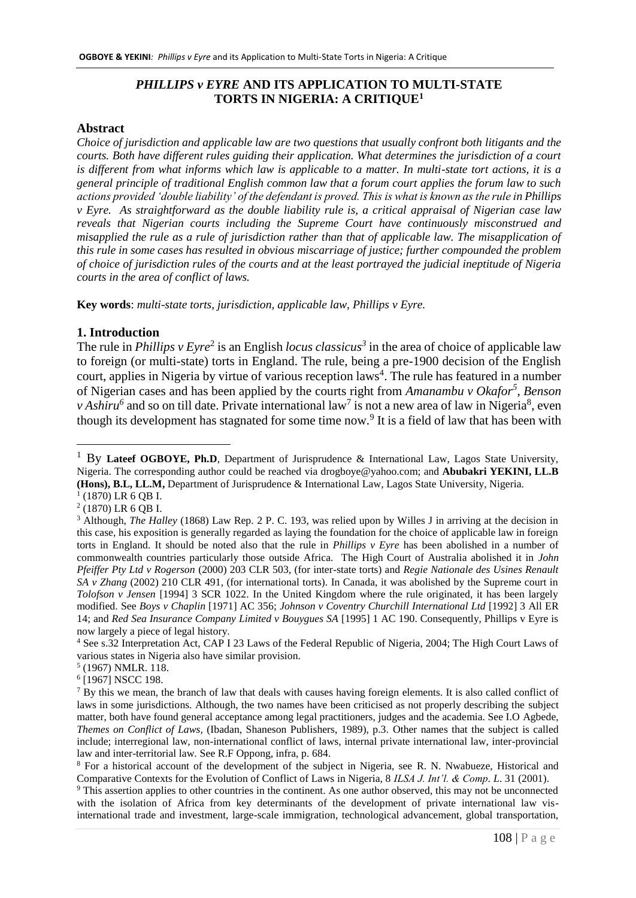# *PHILLIPS v EYRE* AND ITS APPLICATION TO MULTI-STATE TORTS IN NIGERIA: A CRITIQUE[1]

## Abstract

*Choice of jurisdiction and applicable law are two questions that usually confront both litigants and the courts. Both have different rules guiding their application. What determines the jurisdiction of a court is different from what informs which law is applicable to a matter. In multi-state tort actions, it is a general principle of traditional English common law that a forum court applies the forum law to such actions provided 'double liability' of the defendant is proved. This is what is known as the rule in Phillips v Eyre. As straightforward as the double liability rule is, a critical appraisal of Nigerian case law reveals that Nigerian courts including the Supreme Court have continuously misconstrued and misapplied the rule as a rule of jurisdiction rather than that of applicable law. The misapplication of this rule in some cases has resulted in obvious miscarriage of justice; further compounded the problem of choice of jurisdiction rules of the courts and at the least portrayed the judicial ineptitude of Nigeria courts in the area of conflict of laws.*

**Key words**: *multi-state torts, jurisdiction, applicable law, Phillips v Eyre.*

## 1. Introduction

The rule in *Phillips v Eyre*[2] is an English *locus classicus*[3] in the area of choice of applicable law to foreign (or multi-state) torts in England. The rule, being a pre-1900 decision of the English court, applies in Nigeria by virtue of various reception laws[4]. The rule has featured in a number of Nigerian cases and has been applied by the courts right from *Amanambu v Okafor*[5], *Benson v Ashiru*[6] and so on till date. Private international law[7] is not a new area of law in Nigeria[8], even though its development has stagnated for some time now.[9] It is a field of law that has been with

---

[1] By **Lateef OGBOYE, Ph.D**, Department of Jurisprudence & International Law, Lagos State University, Nigeria. The corresponding author could be reached via drogboye@yahoo.com; and **Abubakri YEKINI, LL.B (Hons), B.L, LL.M,** Department of Jurisprudence & International Law, Lagos State University, Nigeria.

[1] (1870) LR 6 QB I.

[2] (1870) LR 6 QB I.

[3] Although, *The Halley* (1868) Law Rep. 2 P. C. 193, was relied upon by Willes J in arriving at the decision in this case, his exposition is generally regarded as laying the foundation for the choice of applicable law in foreign torts in England. It should be noted also that the rule in *Phillips v Eyre* has been abolished in a number of commonwealth countries particularly those outside Africa. The High Court of Australia abolished it in *John Pfeiffer Pty Ltd v Rogerson* (2000) 203 CLR 503, (for inter-state torts) and *Regie Nationale des Usines Renault SA v Zhang* (2002) 210 CLR 491, (for international torts). In Canada, it was abolished by the Supreme court in *Tolofson v Jensen* [1994] 3 SCR 1022. In the United Kingdom where the rule originated, it has been largely modified. See *Boys v Chaplin* [1971] AC 356; *Johnson v Coventry Churchill International Ltd* [1992] 3 All ER 14; and *Red Sea Insurance Company Limited v Bouygues SA* [1995] 1 AC 190. Consequently, Phillips v Eyre is now largely a piece of legal history.

[4] See s.32 Interpretation Act, CAP I 23 Laws of the Federal Republic of Nigeria, 2004; The High Court Laws of various states in Nigeria also have similar provision.

[5] (1967) NMLR. 118.

[6] [1967] NSCC 198.

[7] By this we mean, the branch of law that deals with causes having foreign elements. It is also called conflict of laws in some jurisdictions. Although, the two names have been criticised as not properly describing the subject matter, both have found general acceptance among legal practitioners, judges and the academia. See I.O Agbede, *Themes on Conflict of Laws,* (Ibadan, Shaneson Publishers, 1989), p.3. Other names that the subject is called include; interregional law, non-international conflict of laws, internal private international law, inter-provincial law and inter-territorial law. See R.F Oppong, infra, p. 684.

[8] For a historical account of the development of the subject in Nigeria, see R. N. Nwabueze, Historical and Comparative Contexts for the Evolution of Conflict of Laws in Nigeria, 8 *ILSA J. Int'l. & Comp. L.* 31 (2001).

[9] This assertion applies to other countries in the continent. As one author observed, this may not be unconnected with the isolation of Africa from key determinants of the development of private international law vis-international trade and investment, large-scale immigration, technological advancement, global transportation,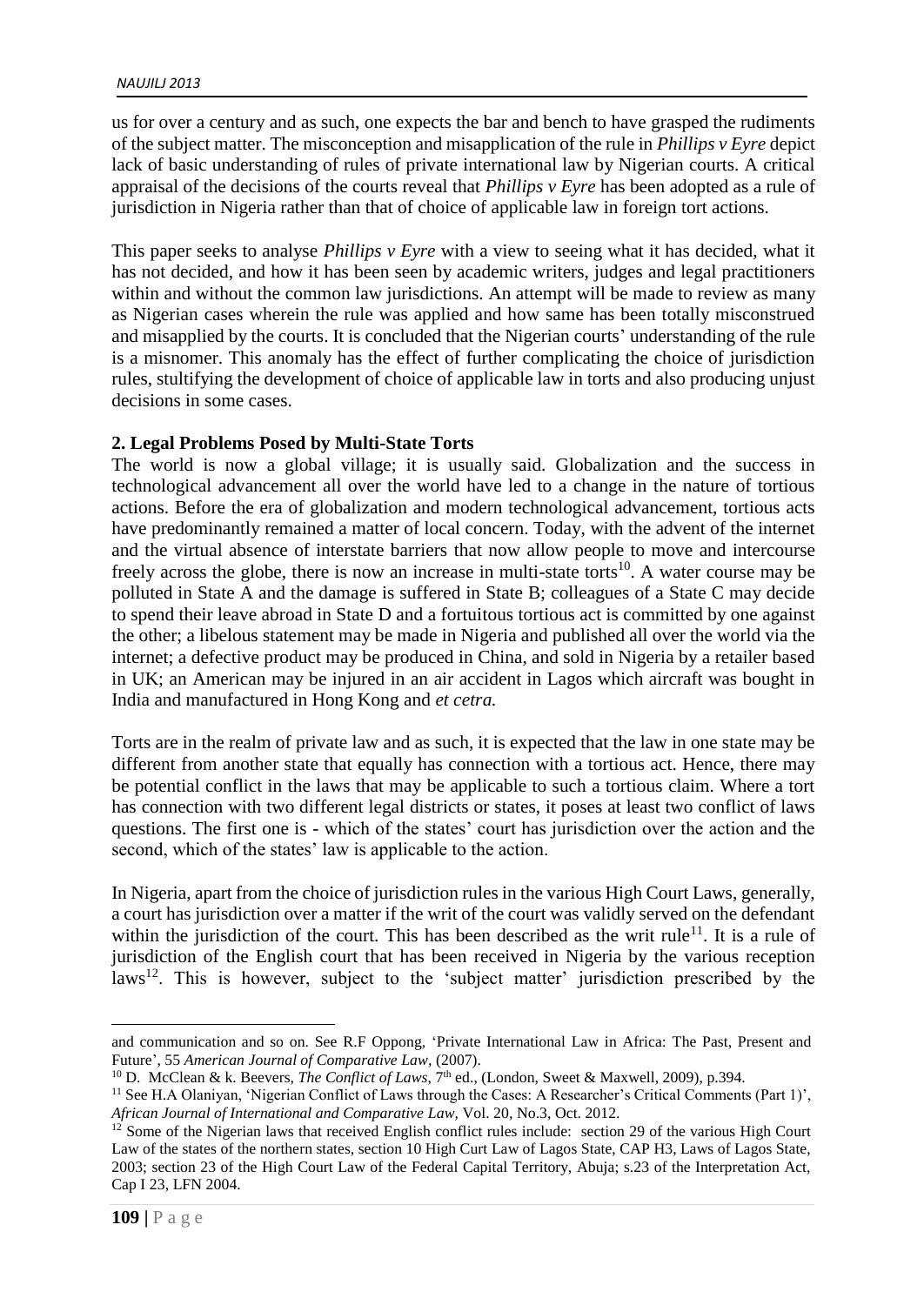us for over a century and as such, one expects the bar and bench to have grasped the rudiments of the subject matter. The misconception and misapplication of the rule in *Phillips v Eyre* depict lack of basic understanding of rules of private international law by Nigerian courts. A critical appraisal of the decisions of the courts reveal that *Phillips v Eyre* has been adopted as a rule of jurisdiction in Nigeria rather than that of choice of applicable law in foreign tort actions.

This paper seeks to analyse *Phillips v Eyre* with a view to seeing what it has decided, what it has not decided, and how it has been seen by academic writers, judges and legal practitioners within and without the common law jurisdictions. An attempt will be made to review as many as Nigerian cases wherein the rule was applied and how same has been totally misconstrued and misapplied by the courts. It is concluded that the Nigerian courts' understanding of the rule is a misnomer. This anomaly has the effect of further complicating the choice of jurisdiction rules, stultifying the development of choice of applicable law in torts and also producing unjust decisions in some cases.

## 2. Legal Problems Posed by Multi-State Torts

The world is now a global village; it is usually said. Globalization and the success in technological advancement all over the world have led to a change in the nature of tortious actions. Before the era of globalization and modern technological advancement, tortious acts have predominantly remained a matter of local concern. Today, with the advent of the internet and the virtual absence of interstate barriers that now allow people to move and intercourse freely across the globe, there is now an increase in multi-state torts[10]. A water course may be polluted in State A and the damage is suffered in State B; colleagues of a State C may decide to spend their leave abroad in State D and a fortuitous tortious act is committed by one against the other; a libelous statement may be made in Nigeria and published all over the world via the internet; a defective product may be produced in China, and sold in Nigeria by a retailer based in UK; an American may be injured in an air accident in Lagos which aircraft was bought in India and manufactured in Hong Kong and *et cetra.*

Torts are in the realm of private law and as such, it is expected that the law in one state may be different from another state that equally has connection with a tortious act. Hence, there may be potential conflict in the laws that may be applicable to such a tortious claim. Where a tort has connection with two different legal districts or states, it poses at least two conflict of laws questions. The first one is - which of the states' court has jurisdiction over the action and the second, which of the states' law is applicable to the action.

In Nigeria, apart from the choice of jurisdiction rules in the various High Court Laws, generally, a court has jurisdiction over a matter if the writ of the court was validly served on the defendant within the jurisdiction of the court. This has been described as the writ rule[11]. It is a rule of jurisdiction of the English court that has been received in Nigeria by the various reception laws[12]. This is however, subject to the 'subject matter' jurisdiction prescribed by the

---

and communication and so on. See R.F Oppong, 'Private International Law in Africa: The Past, Present and Future', 55 *American Journal of Comparative Law*, (2007).

[10] D. McClean & k. Beevers, *The Conflict of Laws*, 7th ed., (London, Sweet & Maxwell, 2009), p.394.

[11] See H.A Olaniyan, 'Nigerian Conflict of Laws through the Cases: A Researcher's Critical Comments (Part 1)', *African Journal of International and Comparative Law,* Vol. 20, No.3, Oct. 2012.

[12] Some of the Nigerian laws that received English conflict rules include: section 29 of the various High Court Law of the states of the northern states, section 10 High Curt Law of Lagos State, CAP H3, Laws of Lagos State, 2003; section 23 of the High Court Law of the Federal Capital Territory, Abuja; s.23 of the Interpretation Act, Cap I 23, LFN 2004.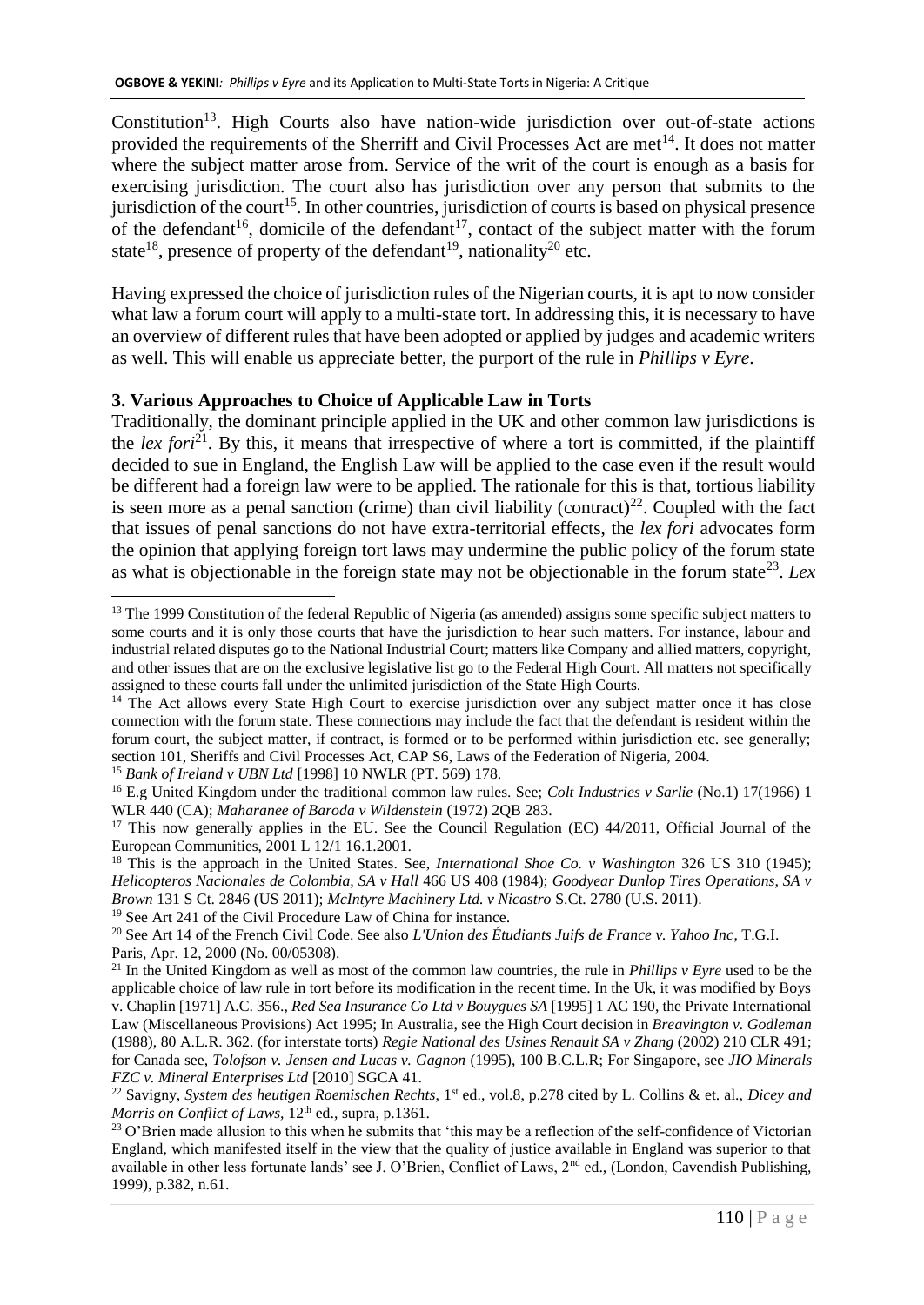Constitution[13]. High Courts also have nation-wide jurisdiction over out-of-state actions provided the requirements of the Sherriff and Civil Processes Act are met[14]. It does not matter where the subject matter arose from. Service of the writ of the court is enough as a basis for exercising jurisdiction. The court also has jurisdiction over any person that submits to the jurisdiction of the court[15]. In other countries, jurisdiction of courts is based on physical presence of the defendant[16], domicile of the defendant[17], contact of the subject matter with the forum state[18], presence of property of the defendant[19], nationality[20] etc.

Having expressed the choice of jurisdiction rules of the Nigerian courts, it is apt to now consider what law a forum court will apply to a multi-state tort. In addressing this, it is necessary to have an overview of different rules that have been adopted or applied by judges and academic writers as well. This will enable us appreciate better, the purport of the rule in *Phillips v Eyre*.

### 3. Various Approaches to Choice of Applicable Law in Torts

Traditionally, the dominant principle applied in the UK and other common law jurisdictions is the *lex fori*[21]. By this, it means that irrespective of where a tort is committed, if the plaintiff decided to sue in England, the English Law will be applied to the case even if the result would be different had a foreign law were to be applied. The rationale for this is that, tortious liability is seen more as a penal sanction (crime) than civil liability (contract)[22]. Coupled with the fact that issues of penal sanctions do not have extra-territorial effects, the *lex fori* advocates form the opinion that applying foreign tort laws may undermine the public policy of the forum state as what is objectionable in the foreign state may not be objectionable in the forum state[23]. *Lex*

---

[13] The 1999 Constitution of the federal Republic of Nigeria (as amended) assigns some specific subject matters to some courts and it is only those courts that have the jurisdiction to hear such matters. For instance, labour and industrial related disputes go to the National Industrial Court; matters like Company and allied matters, copyright, and other issues that are on the exclusive legislative list go to the Federal High Court. All matters not specifically assigned to these courts fall under the unlimited jurisdiction of the State High Courts.

[14] The Act allows every State High Court to exercise jurisdiction over any subject matter once it has close connection with the forum state. These connections may include the fact that the defendant is resident within the forum court, the subject matter, if contract, is formed or to be performed within jurisdiction etc. see generally; section 101, Sheriffs and Civil Processes Act, CAP S6, Laws of the Federation of Nigeria, 2004.

[15] *Bank of Ireland v UBN Ltd* [1998] 10 NWLR (PT. 569) 178.

[16] E.g United Kingdom under the traditional common law rules. See; *Colt Industries v Sarlie* (No.1) 17(1966) 1 WLR 440 (CA); *Maharanee of Baroda v Wildenstein* (1972) 2QB 283.

[17] This now generally applies in the EU. See the Council Regulation (EC) 44/2011, Official Journal of the European Communities, 2001 L 12/1 16.1.2001.

[18] This is the approach in the United States. See, *International Shoe Co. v Washington* 326 US 310 (1945); *Helicopteros Nacionales de Colombia, SA v Hall* 466 US 408 (1984); *Goodyear Dunlop Tires Operations, SA v Brown* 131 S Ct. 2846 (US 2011); *McIntyre Machinery Ltd. v Nicastro* S.Ct. 2780 (U.S. 2011).

[19] See Art 241 of the Civil Procedure Law of China for instance.

[20] See Art 14 of the French Civil Code. See also *L'Union des Étudiants Juifs de France v. Yahoo Inc*, T.G.I. Paris, Apr. 12, 2000 (No. 00/05308).

[21] In the United Kingdom as well as most of the common law countries, the rule in *Phillips v Eyre* used to be the applicable choice of law rule in tort before its modification in the recent time. In the Uk, it was modified by Boys v. Chaplin [1971] A.C. 356., *Red Sea Insurance Co Ltd v Bouygues SA* [1995] 1 AC 190, the Private International Law (Miscellaneous Provisions) Act 1995; In Australia, see the High Court decision in *Breavington v. Godleman* (1988), 80 A.L.R. 362. (for interstate torts) *Regie National des Usines Renault SA v Zhang* (2002) 210 CLR 491; for Canada see, *Tolofson v. Jensen and Lucas v. Gagnon* (1995), 100 B.C.L.R; For Singapore, see *JIO Minerals FZC v. Mineral Enterprises Ltd* [2010] SGCA 41.

[22] Savigny, *System des heutigen Roemischen Rechts*, 1st ed., vol.8, p.278 cited by L. Collins & et. al., *Dicey and Morris on Conflict of Laws*, 12th ed., supra, p.1361.

[23] O'Brien made allusion to this when he submits that 'this may be a reflection of the self-confidence of Victorian England, which manifested itself in the view that the quality of justice available in England was superior to that available in other less fortunate lands' see J. O'Brien, Conflict of Laws, 2nd ed., (London, Cavendish Publishing, 1999), p.382, n.61.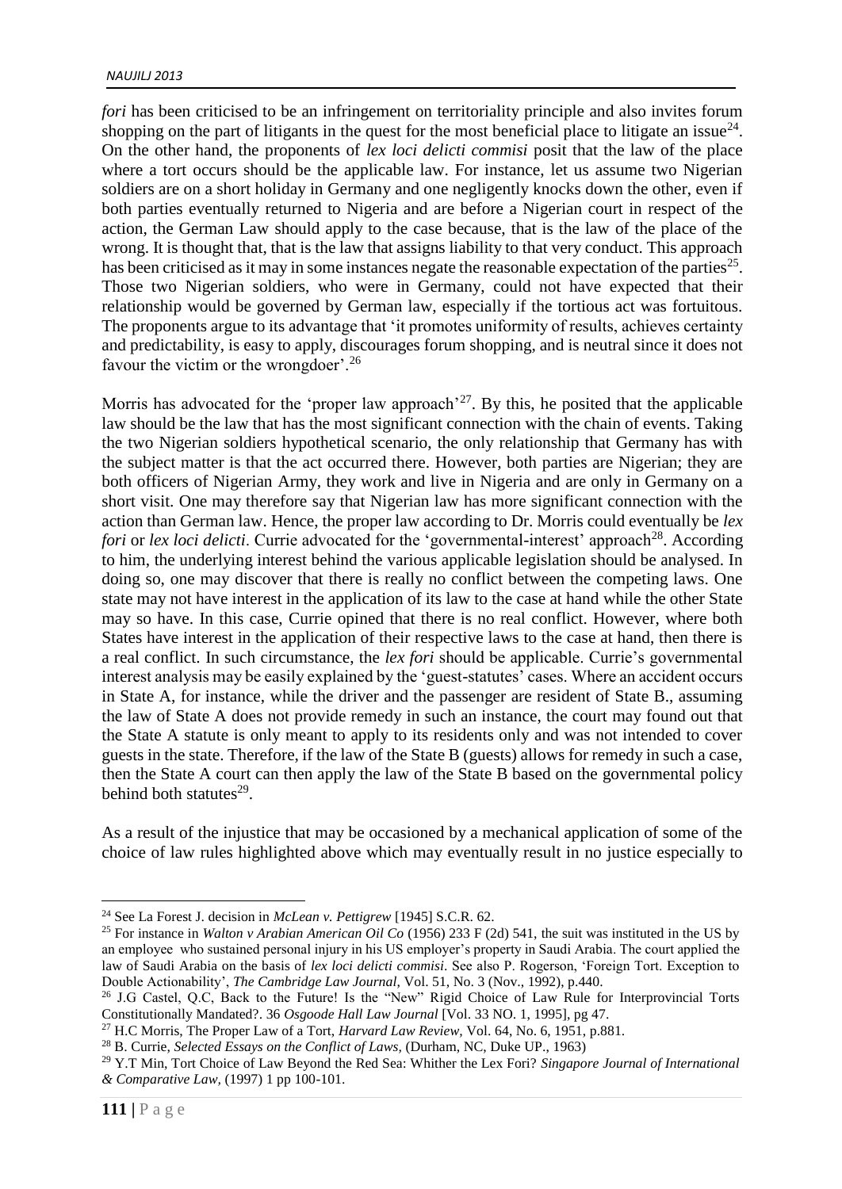*fori* has been criticised to be an infringement on territoriality principle and also invites forum shopping on the part of litigants in the quest for the most beneficial place to litigate an issue[24]. On the other hand, the proponents of *lex loci delicti commisi* posit that the law of the place where a tort occurs should be the applicable law. For instance, let us assume two Nigerian soldiers are on a short holiday in Germany and one negligently knocks down the other, even if both parties eventually returned to Nigeria and are before a Nigerian court in respect of the action, the German Law should apply to the case because, that is the law of the place of the wrong. It is thought that, that is the law that assigns liability to that very conduct. This approach has been criticised as it may in some instances negate the reasonable expectation of the parties[25]. Those two Nigerian soldiers, who were in Germany, could not have expected that their relationship would be governed by German law, especially if the tortious act was fortuitous. The proponents argue to its advantage that 'it promotes uniformity of results, achieves certainty and predictability, is easy to apply, discourages forum shopping, and is neutral since it does not favour the victim or the wrongdoer'.[26]

Morris has advocated for the 'proper law approach'[27]. By this, he posited that the applicable law should be the law that has the most significant connection with the chain of events. Taking the two Nigerian soldiers hypothetical scenario, the only relationship that Germany has with the subject matter is that the act occurred there. However, both parties are Nigerian; they are both officers of Nigerian Army, they work and live in Nigeria and are only in Germany on a short visit. One may therefore say that Nigerian law has more significant connection with the action than German law. Hence, the proper law according to Dr. Morris could eventually be *lex fori* or *lex loci delicti*. Currie advocated for the 'governmental-interest' approach[28]. According to him, the underlying interest behind the various applicable legislation should be analysed. In doing so, one may discover that there is really no conflict between the competing laws. One state may not have interest in the application of its law to the case at hand while the other State may so have. In this case, Currie opined that there is no real conflict. However, where both States have interest in the application of their respective laws to the case at hand, then there is a real conflict. In such circumstance, the *lex fori* should be applicable. Currie's governmental interest analysis may be easily explained by the 'guest-statutes' cases. Where an accident occurs in State A, for instance, while the driver and the passenger are resident of State B., assuming the law of State A does not provide remedy in such an instance, the court may found out that the State A statute is only meant to apply to its residents only and was not intended to cover guests in the state. Therefore, if the law of the State B (guests) allows for remedy in such a case, then the State A court can then apply the law of the State B based on the governmental policy behind both statutes[29].

As a result of the injustice that may be occasioned by a mechanical application of some of the choice of law rules highlighted above which may eventually result in no justice especially to

---

[24] See La Forest J. decision in *McLean v. Pettigrew* [1945] S.C.R. 62.

[25] For instance in *Walton v Arabian American Oil Co* (1956) 233 F (2d) 541, the suit was instituted in the US by an employee who sustained personal injury in his US employer's property in Saudi Arabia. The court applied the law of Saudi Arabia on the basis of *lex loci delicti commisi*. See also P. Rogerson, 'Foreign Tort. Exception to Double Actionability', *The Cambridge Law Journal*, Vol. 51, No. 3 (Nov., 1992), p.440.

[26] J.G Castel, Q.C, Back to the Future! Is the "New" Rigid Choice of Law Rule for Interprovincial Torts Constitutionally Mandated?. 36 *Osgoode Hall Law Journal* [Vol. 33 NO. 1, 1995], pg 47.

[27] H.C Morris, The Proper Law of a Tort, *Harvard Law Review*, Vol. 64, No. 6, 1951, p.881.

[28] B. Currie, *Selected Essays on the Conflict of Laws*, (Durham, NC, Duke UP., 1963)

[29] Y.T Min, Tort Choice of Law Beyond the Red Sea: Whither the Lex Fori? *Singapore Journal of International & Comparative Law*, (1997) 1 pp 100-101.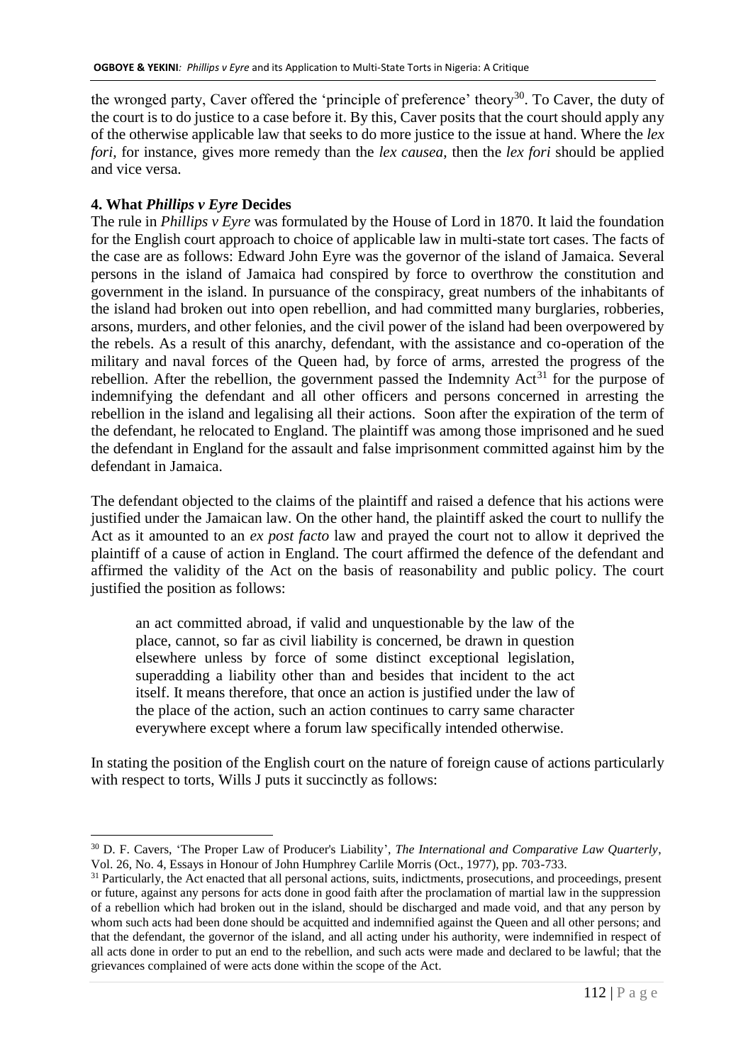the wronged party, Caver offered the 'principle of preference' theory[30]. To Caver, the duty of the court is to do justice to a case before it. By this, Caver posits that the court should apply any of the otherwise applicable law that seeks to do more justice to the issue at hand. Where the *lex fori,* for instance, gives more remedy than the *lex causea*, then the *lex fori* should be applied and vice versa.

### 4. What *Phillips v Eyre* Decides

The rule in *Phillips v Eyre* was formulated by the House of Lord in 1870. It laid the foundation for the English court approach to choice of applicable law in multi-state tort cases. The facts of the case are as follows: Edward John Eyre was the governor of the island of Jamaica. Several persons in the island of Jamaica had conspired by force to overthrow the constitution and government in the island. In pursuance of the conspiracy, great numbers of the inhabitants of the island had broken out into open rebellion, and had committed many burglaries, robberies, arsons, murders, and other felonies, and the civil power of the island had been overpowered by the rebels. As a result of this anarchy, defendant, with the assistance and co-operation of the military and naval forces of the Queen had, by force of arms, arrested the progress of the rebellion. After the rebellion, the government passed the Indemnity Act[31] for the purpose of indemnifying the defendant and all other officers and persons concerned in arresting the rebellion in the island and legalising all their actions. Soon after the expiration of the term of the defendant, he relocated to England. The plaintiff was among those imprisoned and he sued the defendant in England for the assault and false imprisonment committed against him by the defendant in Jamaica.

The defendant objected to the claims of the plaintiff and raised a defence that his actions were justified under the Jamaican law. On the other hand, the plaintiff asked the court to nullify the Act as it amounted to an *ex post facto* law and prayed the court not to allow it deprived the plaintiff of a cause of action in England. The court affirmed the defence of the defendant and affirmed the validity of the Act on the basis of reasonability and public policy. The court justified the position as follows:

> an act committed abroad, if valid and unquestionable by the law of the place, cannot, so far as civil liability is concerned, be drawn in question elsewhere unless by force of some distinct exceptional legislation, superadding a liability other than and besides that incident to the act itself. It means therefore, that once an action is justified under the law of the place of the action, such an action continues to carry same character everywhere except where a forum law specifically intended otherwise.

In stating the position of the English court on the nature of foreign cause of actions particularly with respect to torts, Wills J puts it succinctly as follows:

---

[30] D. F. Cavers, 'The Proper Law of Producer's Liability', *The International and Comparative Law Quarterly*, Vol. 26, No. 4, Essays in Honour of John Humphrey Carlile Morris (Oct., 1977), pp. 703-733.

[31] Particularly, the Act enacted that all personal actions, suits, indictments, prosecutions, and proceedings, present or future, against any persons for acts done in good faith after the proclamation of martial law in the suppression of a rebellion which had broken out in the island, should be discharged and made void, and that any person by whom such acts had been done should be acquitted and indemnified against the Queen and all other persons; and that the defendant, the governor of the island, and all acting under his authority, were indemnified in respect of all acts done in order to put an end to the rebellion, and such acts were made and declared to be lawful; that the grievances complained of were acts done within the scope of the Act.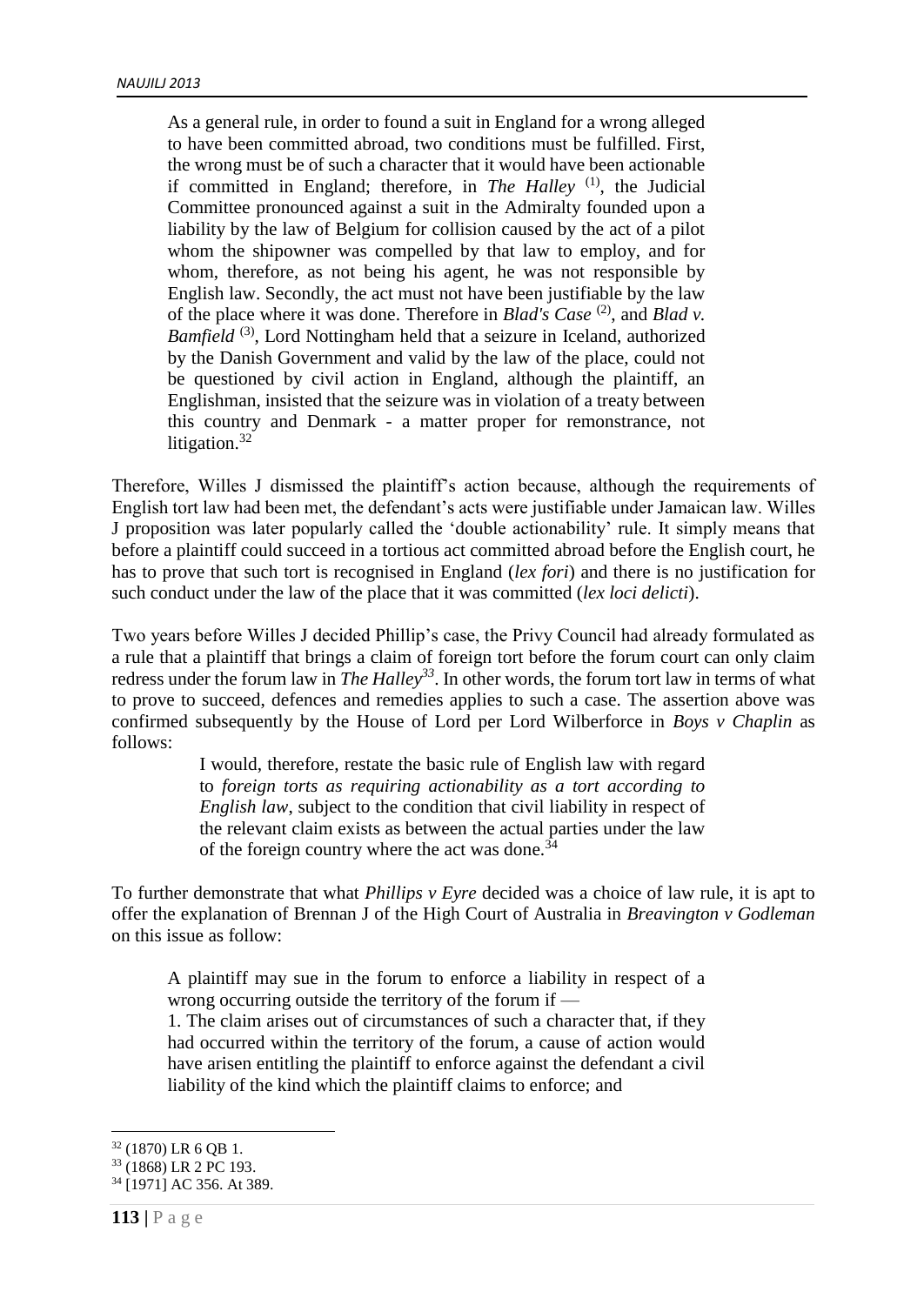> As a general rule, in order to found a suit in England for a wrong alleged to have been committed abroad, two conditions must be fulfilled. First, the wrong must be of such a character that it would have been actionable if committed in England; therefore, in *The Halley* (1), the Judicial Committee pronounced against a suit in the Admiralty founded upon a liability by the law of Belgium for collision caused by the act of a pilot whom the shipowner was compelled by that law to employ, and for whom, therefore, as not being his agent, he was not responsible by English law. Secondly, the act must not have been justifiable by the law of the place where it was done. Therefore in *Blad's Case* (2), and *Blad v. Bamfield* (3), Lord Nottingham held that a seizure in Iceland, authorized by the Danish Government and valid by the law of the place, could not be questioned by civil action in England, although the plaintiff, an Englishman, insisted that the seizure was in violation of a treaty between this country and Denmark - a matter proper for remonstrance, not litigation.[32]

Therefore, Willes J dismissed the plaintiff's action because, although the requirements of English tort law had been met, the defendant's acts were justifiable under Jamaican law. Willes J proposition was later popularly called the 'double actionability' rule. It simply means that before a plaintiff could succeed in a tortious act committed abroad before the English court, he has to prove that such tort is recognised in England (*lex fori*) and there is no justification for such conduct under the law of the place that it was committed (*lex loci delicti*).

Two years before Willes J decided Phillip's case, the Privy Council had already formulated as a rule that a plaintiff that brings a claim of foreign tort before the forum court can only claim redress under the forum law in *The Halley*[33]. In other words, the forum tort law in terms of what to prove to succeed, defences and remedies applies to such a case. The assertion above was confirmed subsequently by the House of Lord per Lord Wilberforce in *Boys v Chaplin* as follows:

> I would, therefore, restate the basic rule of English law with regard to *foreign torts as requiring actionability as a tort according to English law*, subject to the condition that civil liability in respect of the relevant claim exists as between the actual parties under the law of the foreign country where the act was done.[34]

To further demonstrate that what *Phillips v Eyre* decided was a choice of law rule, it is apt to offer the explanation of Brennan J of the High Court of Australia in *Breavington v Godleman* on this issue as follow:

> A plaintiff may sue in the forum to enforce a liability in respect of a wrong occurring outside the territory of the forum if —
>
> 1. The claim arises out of circumstances of such a character that, if they had occurred within the territory of the forum, a cause of action would have arisen entitling the plaintiff to enforce against the defendant a civil liability of the kind which the plaintiff claims to enforce; and

---

[32] (1870) LR 6 QB 1.

[33] (1868) LR 2 PC 193.

[34] [1971] AC 356. At 389.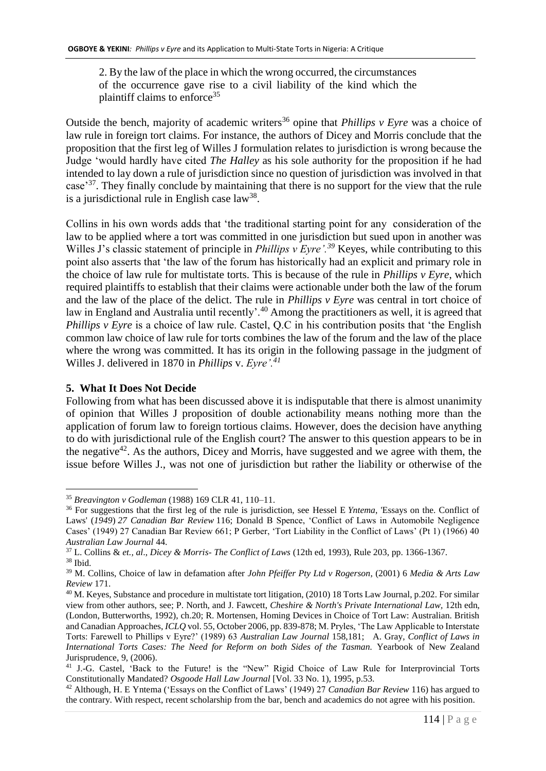2. By the law of the place in which the wrong occurred, the circumstances of the occurrence gave rise to a civil liability of the kind which the plaintiff claims to enforce[35]

Outside the bench, majority of academic writers[36] opine that *Phillips v Eyre* was a choice of law rule in foreign tort claims. For instance, the authors of Dicey and Morris conclude that the proposition that the first leg of Willes J formulation relates to jurisdiction is wrong because the Judge 'would hardly have cited *The Halley* as his sole authority for the proposition if he had intended to lay down a rule of jurisdiction since no question of jurisdiction was involved in that case'[37]. They finally conclude by maintaining that there is no support for the view that the rule is a jurisdictional rule in English case law[38].

Collins in his own words adds that 'the traditional starting point for any consideration of the law to be applied where a tort was committed in one jurisdiction but sued upon in another was Willes J's classic statement of principle in *Phillips v Eyre'.*[39] Keyes, while contributing to this point also asserts that 'the law of the forum has historically had an explicit and primary role in the choice of law rule for multistate torts. This is because of the rule in *Phillips v Eyre*, which required plaintiffs to establish that their claims were actionable under both the law of the forum and the law of the place of the delict. The rule in *Phillips v Eyre* was central in tort choice of law in England and Australia until recently'.[40] Among the practitioners as well, it is agreed that *Phillips v Eyre* is a choice of law rule. Castel, Q.C in his contribution posits that 'the English common law choice of law rule for torts combines the law of the forum and the law of the place where the wrong was committed. It has its origin in the following passage in the judgment of Willes J. delivered in 1870 in *Phillips* v. *Eyre'.*[41]

## 5. What It Does Not Decide

Following from what has been discussed above it is indisputable that there is almost unanimity of opinion that Willes J proposition of double actionability means nothing more than the application of forum law to foreign tortious claims. However, does the decision have anything to do with jurisdictional rule of the English court? The answer to this question appears to be in the negative[42]. As the authors, Dicey and Morris, have suggested and we agree with them, the issue before Willes J., was not one of jurisdiction but rather the liability or otherwise of the

---

[35] *Breavington v Godleman* (1988) 169 CLR 41, 110–11.

[36] For suggestions that the first leg of the rule is jurisdiction, see Hessel E *Yntema*, 'Essays on the. Conflict of Laws' (*1949*) *27 Canadian Bar Review* 116; Donald B Spence, 'Conflict of Laws in Automobile Negligence Cases' (1949) 27 Canadian Bar Review 661; P Gerber, 'Tort Liability in the Conflict of Laws' (Pt 1) (1966) 40 *Australian Law Journal* 44.

[37] L. Collins & *et., al*., *Dicey & Morris- The Conflict of Laws* (12th ed, 1993), Rule 203, pp. 1366-1367.

[38] Ibid.

[39] M. Collins, Choice of law in defamation after *John Pfeiffer Pty Ltd v Rogerson*, (2001) 6 *Media & Arts Law Review* 171.

[40] M. Keyes, Substance and procedure in multistate tort litigation, (2010) 18 Torts Law Journal, p.202. For similar view from other authors, see; P. North, and J. Fawcett, *Cheshire & North's Private International Law*, 12th edn, (London, Butterworths, 1992), ch.20; R. Mortensen, Homing Devices in Choice of Tort Law: Australian. British and Canadian Approaches, *ICLQ* vol. 55, October 2006, pp. 839-878; M. Pryles, 'The Law Applicable to Interstate Torts: Farewell to Phillips v Eyre?' (1989) 63 *Australian Law Journal* 158,181; A. Gray, *Conflict of Laws in International Torts Cases: The Need for Reform on both Sides of the Tasman.* Yearbook of New Zealand Jurisprudence, 9, (2006).

[41] J.-G. Castel, 'Back to the Future! is the "New" Rigid Choice of Law Rule for Interprovincial Torts Constitutionally Mandated? *Osgoode Hall Law Journal* [Vol. 33 No. 1), 1995, p.53.

[42] Although, H. E Yntema ('Essays on the Conflict of Laws' (1949) 27 *Canadian Bar Review* 116) has argued to the contrary. With respect, recent scholarship from the bar, bench and academics do not agree with his position.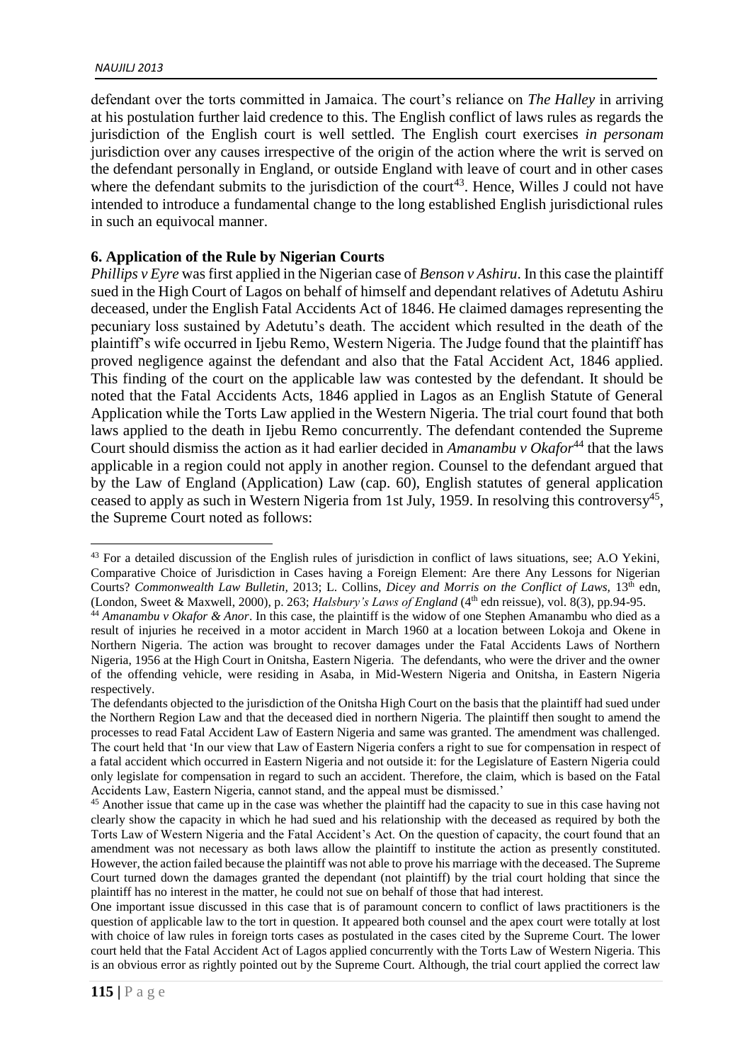defendant over the torts committed in Jamaica. The court's reliance on *The Halley* in arriving at his postulation further laid credence to this. The English conflict of laws rules as regards the jurisdiction of the English court is well settled. The English court exercises *in personam* jurisdiction over any causes irrespective of the origin of the action where the writ is served on the defendant personally in England, or outside England with leave of court and in other cases where the defendant submits to the jurisdiction of the court[43]. Hence, Willes J could not have intended to introduce a fundamental change to the long established English jurisdictional rules in such an equivocal manner.

## 6. Application of the Rule by Nigerian Courts

*Phillips v Eyre* was first applied in the Nigerian case of *Benson v Ashiru*. In this case the plaintiff sued in the High Court of Lagos on behalf of himself and dependant relatives of Adetutu Ashiru deceased, under the English Fatal Accidents Act of 1846. He claimed damages representing the pecuniary loss sustained by Adetutu's death. The accident which resulted in the death of the plaintiff's wife occurred in Ijebu Remo, Western Nigeria. The Judge found that the plaintiff has proved negligence against the defendant and also that the Fatal Accident Act, 1846 applied. This finding of the court on the applicable law was contested by the defendant. It should be noted that the Fatal Accidents Acts, 1846 applied in Lagos as an English Statute of General Application while the Torts Law applied in the Western Nigeria. The trial court found that both laws applied to the death in Ijebu Remo concurrently. The defendant contended the Supreme Court should dismiss the action as it had earlier decided in *Amanambu v Okafor*[44] that the laws applicable in a region could not apply in another region. Counsel to the defendant argued that by the Law of England (Application) Law (cap. 60), English statutes of general application ceased to apply as such in Western Nigeria from 1st July, 1959. In resolving this controversy[45], the Supreme Court noted as follows:

---

[43] For a detailed discussion of the English rules of jurisdiction in conflict of laws situations, see; A.O Yekini, Comparative Choice of Jurisdiction in Cases having a Foreign Element: Are there Any Lessons for Nigerian Courts? *Commonwealth Law Bulletin*, 2013; L. Collins, *Dicey and Morris on the Conflict of Laws*, 13th edn, (London, Sweet & Maxwell, 2000), p. 263; *Halsbury's Laws of England* (4th edn reissue), vol. 8(3), pp.94-95.

[44] *Amanambu v Okafor & Anor*. In this case, the plaintiff is the widow of one Stephen Amanambu who died as a result of injuries he received in a motor accident in March 1960 at a location between Lokoja and Okene in Northern Nigeria. The action was brought to recover damages under the Fatal Accidents Laws of Northern Nigeria, 1956 at the High Court in Onitsha, Eastern Nigeria. The defendants, who were the driver and the owner of the offending vehicle, were residing in Asaba, in Mid-Western Nigeria and Onitsha, in Eastern Nigeria respectively.

The defendants objected to the jurisdiction of the Onitsha High Court on the basis that the plaintiff had sued under the Northern Region Law and that the deceased died in northern Nigeria. The plaintiff then sought to amend the processes to read Fatal Accident Law of Eastern Nigeria and same was granted. The amendment was challenged. The court held that 'In our view that Law of Eastern Nigeria confers a right to sue for compensation in respect of a fatal accident which occurred in Eastern Nigeria and not outside it: for the Legislature of Eastern Nigeria could only legislate for compensation in regard to such an accident. Therefore, the claim, which is based on the Fatal Accidents Law, Eastern Nigeria, cannot stand, and the appeal must be dismissed.'

[45] Another issue that came up in the case was whether the plaintiff had the capacity to sue in this case having not clearly show the capacity in which he had sued and his relationship with the deceased as required by both the Torts Law of Western Nigeria and the Fatal Accident's Act. On the question of capacity, the court found that an amendment was not necessary as both laws allow the plaintiff to institute the action as presently constituted. However, the action failed because the plaintiff was not able to prove his marriage with the deceased. The Supreme Court turned down the damages granted the dependant (not plaintiff) by the trial court holding that since the plaintiff has no interest in the matter, he could not sue on behalf of those that had interest.

One important issue discussed in this case that is of paramount concern to conflict of laws practitioners is the question of applicable law to the tort in question. It appeared both counsel and the apex court were totally at lost with choice of law rules in foreign torts cases as postulated in the cases cited by the Supreme Court. The lower court held that the Fatal Accident Act of Lagos applied concurrently with the Torts Law of Western Nigeria. This is an obvious error as rightly pointed out by the Supreme Court. Although, the trial court applied the correct law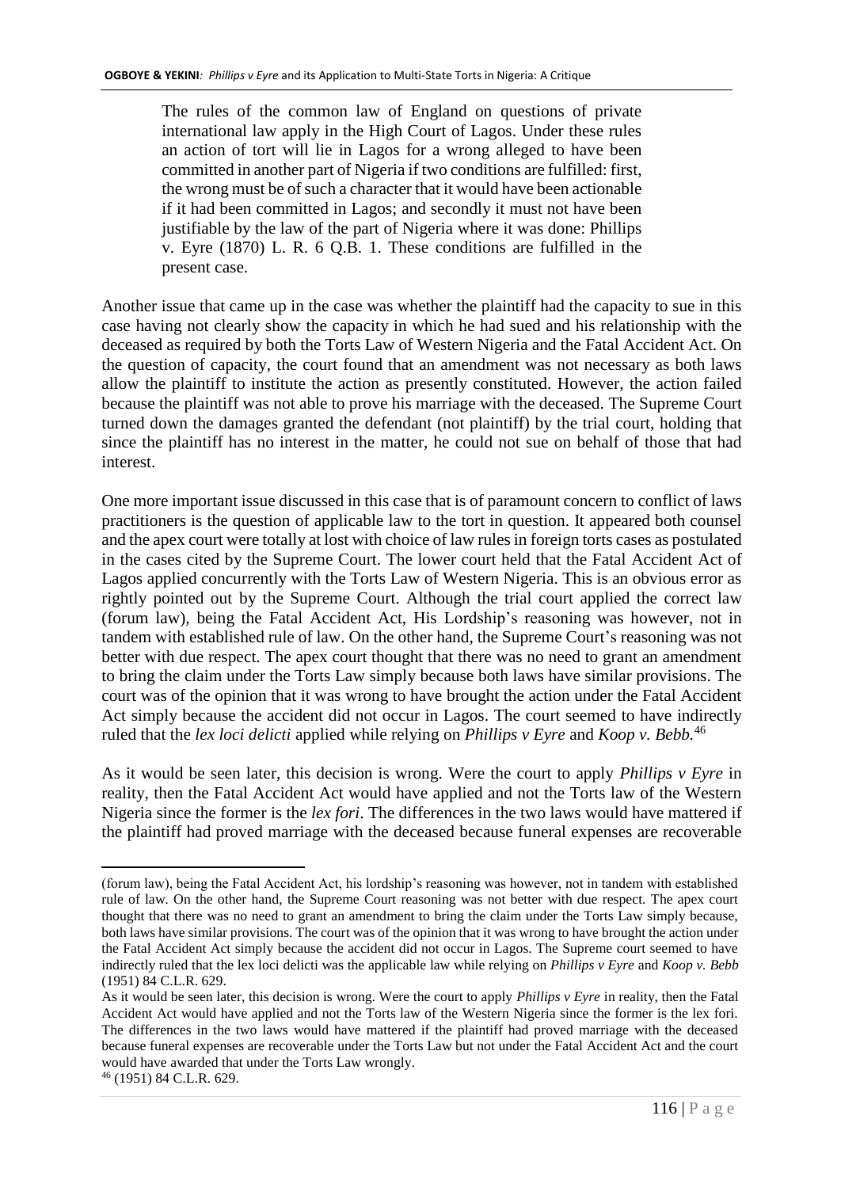> The rules of the common law of England on questions of private international law apply in the High Court of Lagos. Under these rules an action of tort will lie in Lagos for a wrong alleged to have been committed in another part of Nigeria if two conditions are fulfilled: first, the wrong must be of such a character that it would have been actionable if it had been committed in Lagos; and secondly it must not have been justifiable by the law of the part of Nigeria where it was done: Phillips v. Eyre (1870) L. R. 6 Q.B. 1. These conditions are fulfilled in the present case.

Another issue that came up in the case was whether the plaintiff had the capacity to sue in this case having not clearly show the capacity in which he had sued and his relationship with the deceased as required by both the Torts Law of Western Nigeria and the Fatal Accident Act. On the question of capacity, the court found that an amendment was not necessary as both laws allow the plaintiff to institute the action as presently constituted. However, the action failed because the plaintiff was not able to prove his marriage with the deceased. The Supreme Court turned down the damages granted the defendant (not plaintiff) by the trial court, holding that since the plaintiff has no interest in the matter, he could not sue on behalf of those that had interest.

One more important issue discussed in this case that is of paramount concern to conflict of laws practitioners is the question of applicable law to the tort in question. It appeared both counsel and the apex court were totally at lost with choice of law rules in foreign torts cases as postulated in the cases cited by the Supreme Court. The lower court held that the Fatal Accident Act of Lagos applied concurrently with the Torts Law of Western Nigeria. This is an obvious error as rightly pointed out by the Supreme Court. Although the trial court applied the correct law (forum law), being the Fatal Accident Act, His Lordship's reasoning was however, not in tandem with established rule of law. On the other hand, the Supreme Court's reasoning was not better with due respect. The apex court thought that there was no need to grant an amendment to bring the claim under the Torts Law simply because both laws have similar provisions. The court was of the opinion that it was wrong to have brought the action under the Fatal Accident Act simply because the accident did not occur in Lagos. The court seemed to have indirectly ruled that the *lex loci delicti* applied while relying on *Phillips v Eyre* and *Koop v. Bebb.*[46]

As it would be seen later, this decision is wrong. Were the court to apply *Phillips v Eyre* in reality, then the Fatal Accident Act would have applied and not the Torts law of the Western Nigeria since the former is the *lex fori*. The differences in the two laws would have mattered if the plaintiff had proved marriage with the deceased because funeral expenses are recoverable

---

(forum law), being the Fatal Accident Act, his lordship's reasoning was however, not in tandem with established rule of law. On the other hand, the Supreme Court reasoning was not better with due respect. The apex court thought that there was no need to grant an amendment to bring the claim under the Torts Law simply because, both laws have similar provisions. The court was of the opinion that it was wrong to have brought the action under the Fatal Accident Act simply because the accident did not occur in Lagos. The Supreme court seemed to have indirectly ruled that the lex loci delicti was the applicable law while relying on *Phillips v Eyre* and *Koop v. Bebb* (1951) 84 C.L.R. 629.

As it would be seen later, this decision is wrong. Were the court to apply *Phillips v Eyre* in reality, then the Fatal Accident Act would have applied and not the Torts law of the Western Nigeria since the former is the lex fori. The differences in the two laws would have mattered if the plaintiff had proved marriage with the deceased because funeral expenses are recoverable under the Torts Law but not under the Fatal Accident Act and the court would have awarded that under the Torts Law wrongly.

[46] (1951) 84 C.L.R. 629.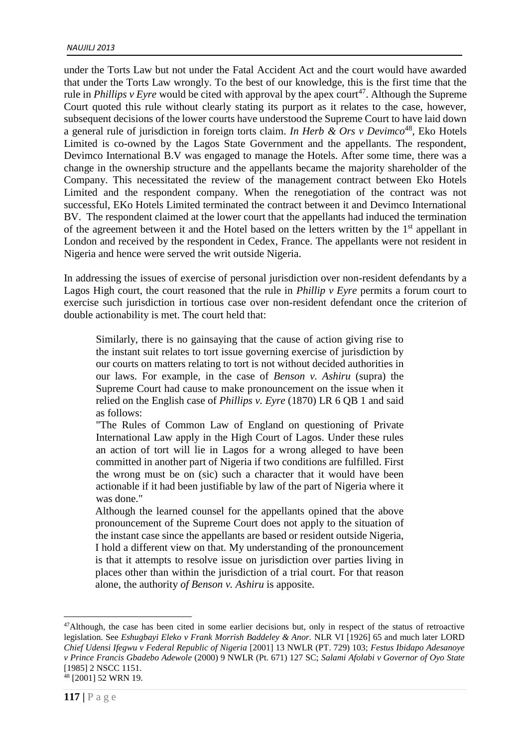under the Torts Law but not under the Fatal Accident Act and the court would have awarded that under the Torts Law wrongly. To the best of our knowledge, this is the first time that the rule in *Phillips v Eyre* would be cited with approval by the apex court[47]. Although the Supreme Court quoted this rule without clearly stating its purport as it relates to the case, however, subsequent decisions of the lower courts have understood the Supreme Court to have laid down a general rule of jurisdiction in foreign torts claim. *In Herb & Ors v Devimco*[48], Eko Hotels Limited is co-owned by the Lagos State Government and the appellants. The respondent, Devimco International B.V was engaged to manage the Hotels. After some time, there was a change in the ownership structure and the appellants became the majority shareholder of the Company. This necessitated the review of the management contract between Eko Hotels Limited and the respondent company. When the renegotiation of the contract was not successful, EKo Hotels Limited terminated the contract between it and Devimco International BV. The respondent claimed at the lower court that the appellants had induced the termination of the agreement between it and the Hotel based on the letters written by the 1st appellant in London and received by the respondent in Cedex, France. The appellants were not resident in Nigeria and hence were served the writ outside Nigeria.

In addressing the issues of exercise of personal jurisdiction over non-resident defendants by a Lagos High court, the court reasoned that the rule in *Phillip v Eyre* permits a forum court to exercise such jurisdiction in tortious case over non-resident defendant once the criterion of double actionability is met. The court held that:

> Similarly, there is no gainsaying that the cause of action giving rise to the instant suit relates to tort issue governing exercise of jurisdiction by our courts on matters relating to tort is not without decided authorities in our laws. For example, in the case of *Benson v. Ashiru* (supra) the Supreme Court had cause to make pronouncement on the issue when it relied on the English case of *Phillips v. Eyre* (1870) LR 6 QB 1 and said as follows:
>
> "The Rules of Common Law of England on questioning of Private International Law apply in the High Court of Lagos. Under these rules an action of tort will lie in Lagos for a wrong alleged to have been committed in another part of Nigeria if two conditions are fulfilled. First the wrong must be on (sic) such a character that it would have been actionable if it had been justifiable by law of the part of Nigeria where it was done."
>
> Although the learned counsel for the appellants opined that the above pronouncement of the Supreme Court does not apply to the situation of the instant case since the appellants are based or resident outside Nigeria, I hold a different view on that. My understanding of the pronouncement is that it attempts to resolve issue on jurisdiction over parties living in places other than within the jurisdiction of a trial court. For that reason alone, the authority *of Benson v. Ashiru* is apposite.

---

[47]Although, the case has been cited in some earlier decisions but, only in respect of the status of retroactive legislation. See *Eshugbayi Eleko v Frank Morrish Baddeley & Anor.* NLR VI [1926] 65 and much later LORD *Chief Udensi Ifegwu v Federal Republic of Nigeria* [2001] 13 NWLR (PT. 729) 103; *Festus Ibidapo Adesanoye v Prince Francis Gbadebo Adewole* (2000) 9 NWLR (Pt. 671) 127 SC; *Salami Afolabi v Governor of Oyo State* [1985] 2 NSCC 1151.

[48] [2001] 52 WRN 19.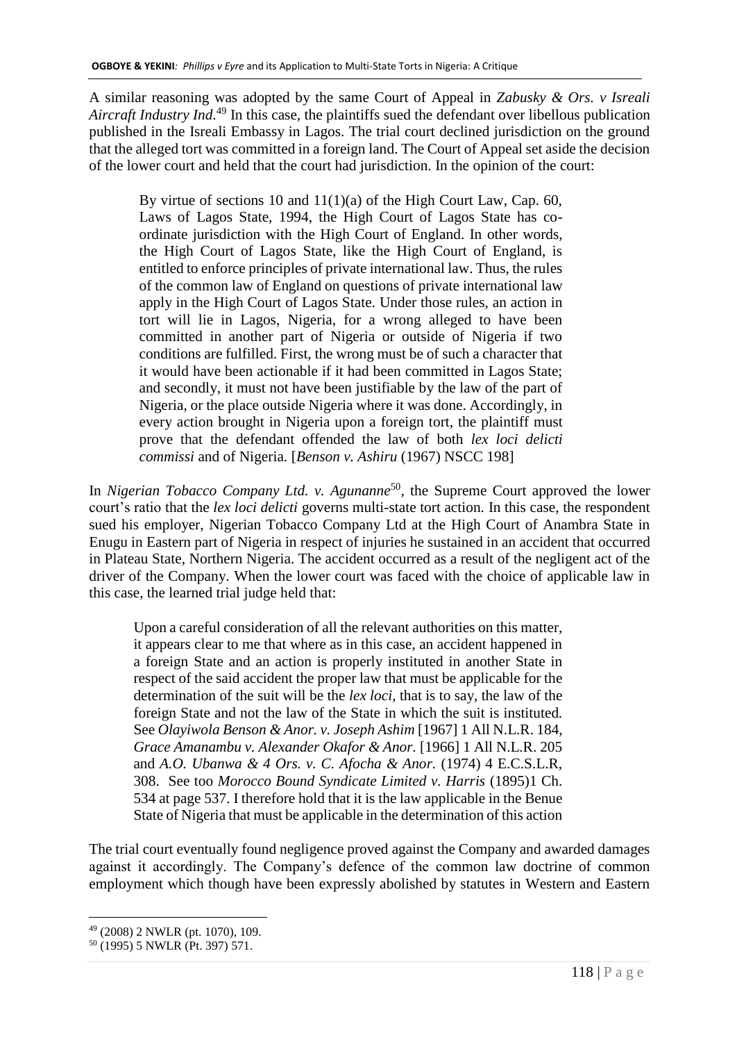A similar reasoning was adopted by the same Court of Appeal in *Zabusky & Ors. v Isreali Aircraft Industry Ind*.[49] In this case, the plaintiffs sued the defendant over libellous publication published in the Isreali Embassy in Lagos. The trial court declined jurisdiction on the ground that the alleged tort was committed in a foreign land. The Court of Appeal set aside the decision of the lower court and held that the court had jurisdiction. In the opinion of the court:

> By virtue of sections 10 and 11(1)(a) of the High Court Law, Cap. 60, Laws of Lagos State, 1994, the High Court of Lagos State has co-ordinate jurisdiction with the High Court of England. In other words, the High Court of Lagos State, like the High Court of England, is entitled to enforce principles of private international law. Thus, the rules of the common law of England on questions of private international law apply in the High Court of Lagos State. Under those rules, an action in tort will lie in Lagos, Nigeria, for a wrong alleged to have been committed in another part of Nigeria or outside of Nigeria if two conditions are fulfilled. First, the wrong must be of such a character that it would have been actionable if it had been committed in Lagos State; and secondly, it must not have been justifiable by the law of the part of Nigeria, or the place outside Nigeria where it was done. Accordingly, in every action brought in Nigeria upon a foreign tort, the plaintiff must prove that the defendant offended the law of both *lex loci delicti commissi* and of Nigeria. [*Benson v. Ashiru* (1967) NSCC 198]

In *Nigerian Tobacco Company Ltd. v. Agunanne*[50], the Supreme Court approved the lower court's ratio that the *lex loci delicti* governs multi-state tort action. In this case, the respondent sued his employer, Nigerian Tobacco Company Ltd at the High Court of Anambra State in Enugu in Eastern part of Nigeria in respect of injuries he sustained in an accident that occurred in Plateau State, Northern Nigeria. The accident occurred as a result of the negligent act of the driver of the Company. When the lower court was faced with the choice of applicable law in this case, the learned trial judge held that:

> Upon a careful consideration of all the relevant authorities on this matter, it appears clear to me that where as in this case, an accident happened in a foreign State and an action is properly instituted in another State in respect of the said accident the proper law that must be applicable for the determination of the suit will be the *lex loci*, that is to say, the law of the foreign State and not the law of the State in which the suit is instituted. See *Olayiwola Benson & Anor. v. Joseph Ashim* [1967] 1 All N.L.R. 184, *Grace Amanambu v. Alexander Okafor & Anor*. [1966] 1 All N.L.R. 205 and *A.O. Ubanwa & 4 Ors. v. C. Afocha & Anor.* (1974) 4 E.C.S.L.R, 308. See too *Morocco Bound Syndicate Limited v. Harris* (1895)1 Ch. 534 at page 537. I therefore hold that it is the law applicable in the Benue State of Nigeria that must be applicable in the determination of this action

The trial court eventually found negligence proved against the Company and awarded damages against it accordingly. The Company's defence of the common law doctrine of common employment which though have been expressly abolished by statutes in Western and Eastern

---

[49] (2008) 2 NWLR (pt. 1070), 109.

[50] (1995) 5 NWLR (Pt. 397) 571.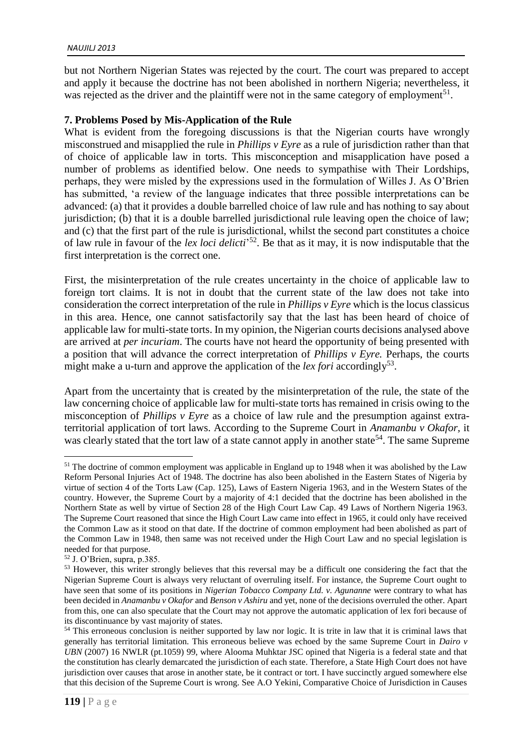but not Northern Nigerian States was rejected by the court. The court was prepared to accept and apply it because the doctrine has not been abolished in northern Nigeria; nevertheless, it was rejected as the driver and the plaintiff were not in the same category of employment[51].

**7. Problems Posed by Mis-Application of the Rule**

What is evident from the foregoing discussions is that the Nigerian courts have wrongly misconstrued and misapplied the rule in *Phillips v Eyre* as a rule of jurisdiction rather than that of choice of applicable law in torts. This misconception and misapplication have posed a number of problems as identified below. One needs to sympathise with Their Lordships, perhaps, they were misled by the expressions used in the formulation of Willes J. As O'Brien has submitted, 'a review of the language indicates that three possible interpretations can be advanced: (a) that it provides a double barrelled choice of law rule and has nothing to say about jurisdiction; (b) that it is a double barrelled jurisdictional rule leaving open the choice of law; and (c) that the first part of the rule is jurisdictional, whilst the second part constitutes a choice of law rule in favour of the *lex loci delicti*'[52]. Be that as it may, it is now indisputable that the first interpretation is the correct one.

First, the misinterpretation of the rule creates uncertainty in the choice of applicable law to foreign tort claims. It is not in doubt that the current state of the law does not take into consideration the correct interpretation of the rule in *Phillips v Eyre* which is the locus classicus in this area. Hence, one cannot satisfactorily say that the last has been heard of choice of applicable law for multi-state torts. In my opinion, the Nigerian courts decisions analysed above are arrived at *per incuriam*. The courts have not heard the opportunity of being presented with a position that will advance the correct interpretation of *Phillips v Eyre.* Perhaps, the courts might make a u-turn and approve the application of the *lex fori* accordingly[53].

Apart from the uncertainty that is created by the misinterpretation of the rule, the state of the law concerning choice of applicable law for multi-state torts has remained in crisis owing to the misconception of *Phillips v Eyre* as a choice of law rule and the presumption against extra-territorial application of tort laws. According to the Supreme Court in *Anamanbu v Okafor,* it was clearly stated that the tort law of a state cannot apply in another state[54]. The same Supreme

---

[51] The doctrine of common employment was applicable in England up to 1948 when it was abolished by the Law Reform Personal Injuries Act of 1948. The doctrine has also been abolished in the Eastern States of Nigeria by virtue of section 4 of the Torts Law (Cap. 125), Laws of Eastern Nigeria 1963, and in the Western States of the country. However, the Supreme Court by a majority of 4:1 decided that the doctrine has been abolished in the Northern State as well by virtue of Section 28 of the High Court Law Cap. 49 Laws of Northern Nigeria 1963. The Supreme Court reasoned that since the High Court Law came into effect in 1965, it could only have received the Common Law as it stood on that date. If the doctrine of common employment had been abolished as part of the Common Law in 1948, then same was not received under the High Court Law and no special legislation is needed for that purpose.

[52] J. O'Brien, supra, p.385.

[53] However, this writer strongly believes that this reversal may be a difficult one considering the fact that the Nigerian Supreme Court is always very reluctant of overruling itself. For instance, the Supreme Court ought to have seen that some of its positions in *Nigerian Tobacco Company Ltd. v. Agunanne* were contrary to what has been decided in *Anamanbu v Okafor* and *Benson v Ashiru* and yet, none of the decisions overruled the other. Apart from this, one can also speculate that the Court may not approve the automatic application of lex fori because of its discontinuance by vast majority of states.

[54] This erroneous conclusion is neither supported by law nor logic. It is trite in law that it is criminal laws that generally has territorial limitation. This erroneous believe was echoed by the same Supreme Court in *Dairo v UBN* (2007) 16 NWLR (pt.1059) 99, where Alooma Muhktar JSC opined that Nigeria is a federal state and that the constitution has clearly demarcated the jurisdiction of each state. Therefore, a State High Court does not have jurisdiction over causes that arose in another state, be it contract or tort. I have succinctly argued somewhere else that this decision of the Supreme Court is wrong. See A.O Yekini, Comparative Choice of Jurisdiction in Causes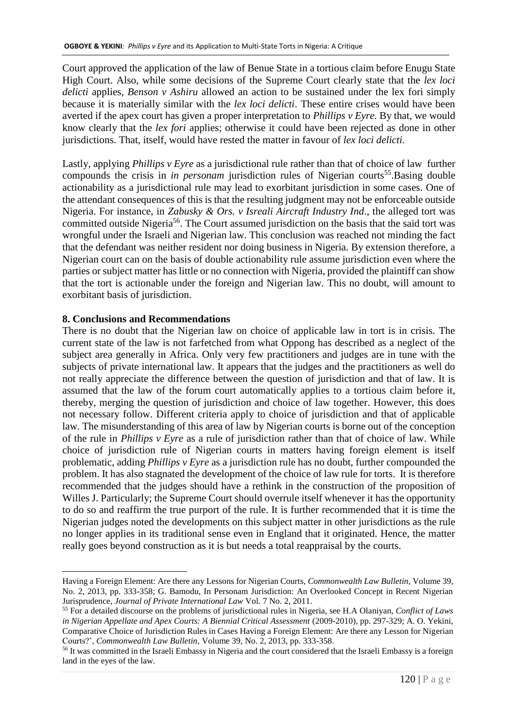Court approved the application of the law of Benue State in a tortious claim before Enugu State High Court. Also, while some decisions of the Supreme Court clearly state that the *lex loci delicti* applies, *Benson v Ashiru* allowed an action to be sustained under the lex fori simply because it is materially similar with the *lex loci delicti*. These entire crises would have been averted if the apex court has given a proper interpretation to *Phillips v Eyre*. By that, we would know clearly that the *lex fori* applies; otherwise it could have been rejected as done in other jurisdictions. That, itself, would have rested the matter in favour of *lex loci delicti.*

Lastly, applying *Phillips v Eyre* as a jurisdictional rule rather than that of choice of law further compounds the crisis in *in personam* jurisdiction rules of Nigerian courts[55].Basing double actionability as a jurisdictional rule may lead to exorbitant jurisdiction in some cases. One of the attendant consequences of this is that the resulting judgment may not be enforceable outside Nigeria. For instance, in *Zabusky & Ors. v Isreali Aircraft Industry Ind*., the alleged tort was committed outside Nigeria[56]. The Court assumed jurisdiction on the basis that the said tort was wrongful under the Israeli and Nigerian law. This conclusion was reached not minding the fact that the defendant was neither resident nor doing business in Nigeria. By extension therefore, a Nigerian court can on the basis of double actionability rule assume jurisdiction even where the parties or subject matter has little or no connection with Nigeria, provided the plaintiff can show that the tort is actionable under the foreign and Nigerian law. This no doubt, will amount to exorbitant basis of jurisdiction.

## 8. Conclusions and Recommendations

There is no doubt that the Nigerian law on choice of applicable law in tort is in crisis. The current state of the law is not farfetched from what Oppong has described as a neglect of the subject area generally in Africa. Only very few practitioners and judges are in tune with the subjects of private international law. It appears that the judges and the practitioners as well do not really appreciate the difference between the question of jurisdiction and that of law. It is assumed that the law of the forum court automatically applies to a tortious claim before it, thereby, merging the question of jurisdiction and choice of law together. However, this does not necessary follow. Different criteria apply to choice of jurisdiction and that of applicable law. The misunderstanding of this area of law by Nigerian courts is borne out of the conception of the rule in *Phillips v Eyre* as a rule of jurisdiction rather than that of choice of law. While choice of jurisdiction rule of Nigerian courts in matters having foreign element is itself problematic, adding *Phillips v Eyre* as a jurisdiction rule has no doubt, further compounded the problem. It has also stagnated the development of the choice of law rule for torts. It is therefore recommended that the judges should have a rethink in the construction of the proposition of Willes J. Particularly; the Supreme Court should overrule itself whenever it has the opportunity to do so and reaffirm the true purport of the rule. It is further recommended that it is time the Nigerian judges noted the developments on this subject matter in other jurisdictions as the rule no longer applies in its traditional sense even in England that it originated. Hence, the matter really goes beyond construction as it is but needs a total reappraisal by the courts.

---

Having a Foreign Element: Are there any Lessons for Nigerian Courts, *Commonwealth Law Bulletin,* Volume 39, No. 2, 2013, pp. 333-358; G. Bamodu, In Personam Jurisdiction: An Overlooked Concept in Recent Nigerian Jurisprudence, *Journal of Private International Law* Vol. 7 No. 2, 2011.

[55] For a detailed discourse on the problems of jurisdictional rules in Nigeria, see H.A Olaniyan, *Conflict of Laws in Nigerian Appellate and Apex Courts: A Biennial Critical Assessment* (2009-2010), pp. 297-329; A. O. Yekini, Comparative Choice of Jurisdiction Rules in Cases Having a Foreign Element: Are there any Lesson for Nigerian Courts?', *Commonwealth Law Bulletin,* Volume 39, No. 2, 2013, pp. 333-358.

[56] It was committed in the Israeli Embassy in Nigeria and the court considered that the Israeli Embassy is a foreign land in the eyes of the law.